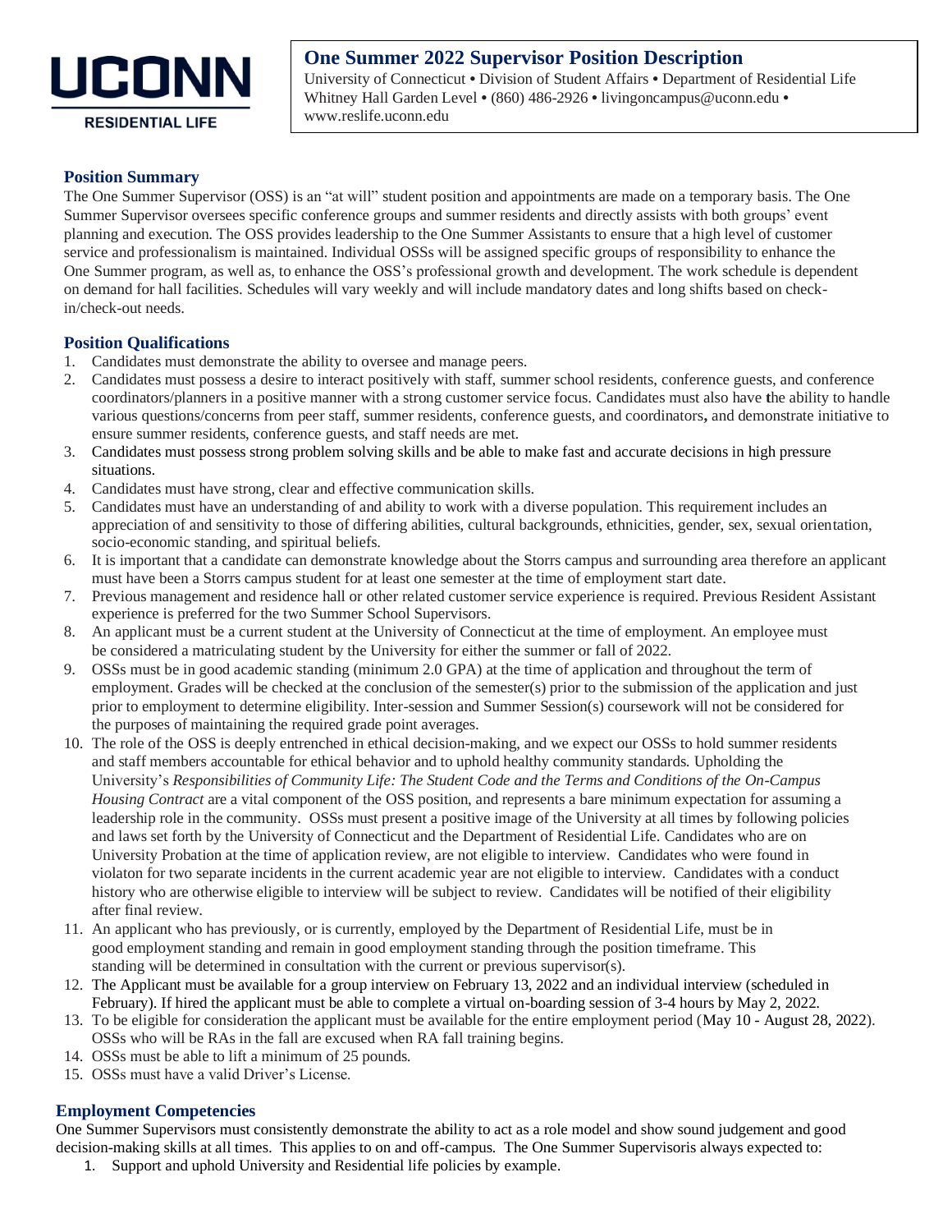UCONN
RESIDENTIAL LIFE

# One Summer 2022 Supervisor Position Description

University of Connecticut • Division of Student Affairs • Department of Residential Life
Whitney Hall Garden Level • (860) 486-2926 • livingoncampus@uconn.edu • www.reslife.uconn.edu

## Position Summary

The One Summer Supervisor (OSS) is an "at will" student position and appointments are made on a temporary basis. The One Summer Supervisor oversees specific conference groups and summer residents and directly assists with both groups' event planning and execution. The OSS provides leadership to the One Summer Assistants to ensure that a high level of customer service and professionalism is maintained. Individual OSSs will be assigned specific groups of responsibility to enhance the One Summer program, as well as, to enhance the OSS's professional growth and development. The work schedule is dependent on demand for hall facilities. Schedules will vary weekly and will include mandatory dates and long shifts based on check-in/check-out needs.

## Position Qualifications

1. Candidates must demonstrate the ability to oversee and manage peers.
2. Candidates must possess a desire to interact positively with staff, summer school residents, conference guests, and conference coordinators/planners in a positive manner with a strong customer service focus. Candidates must also have the ability to handle various questions/concerns from peer staff, summer residents, conference guests, and coordinators**,** and demonstrate initiative to ensure summer residents, conference guests, and staff needs are met.
3. Candidates must possess strong problem solving skills and be able to make fast and accurate decisions in high pressure situations.
4. Candidates must have strong, clear and effective communication skills.
5. Candidates must have an understanding of and ability to work with a diverse population. This requirement includes an appreciation of and sensitivity to those of differing abilities, cultural backgrounds, ethnicities, gender, sex, sexual orientation, socio-economic standing, and spiritual beliefs.
6. It is important that a candidate can demonstrate knowledge about the Storrs campus and surrounding area therefore an applicant must have been a Storrs campus student for at least one semester at the time of employment start date.
7. Previous management and residence hall or other related customer service experience is required. Previous Resident Assistant experience is preferred for the two Summer School Supervisors.
8. An applicant must be a current student at the University of Connecticut at the time of employment. An employee must be considered a matriculating student by the University for either the summer or fall of 2022.
9. OSSs must be in good academic standing (minimum 2.0 GPA) at the time of application and throughout the term of employment. Grades will be checked at the conclusion of the semester(s) prior to the submission of the application and just prior to employment to determine eligibility. Inter-session and Summer Session(s) coursework will not be considered for the purposes of maintaining the required grade point averages.
10. The role of the OSS is deeply entrenched in ethical decision-making, and we expect our OSSs to hold summer residents and staff members accountable for ethical behavior and to uphold healthy community standards. Upholding the University's *Responsibilities of Community Life: The Student Code and the Terms and Conditions of the On-Campus Housing Contract* are a vital component of the OSS position, and represents a bare minimum expectation for assuming a leadership role in the community. OSSs must present a positive image of the University at all times by following policies and laws set forth by the University of Connecticut and the Department of Residential Life. Candidates who are on University Probation at the time of application review, are not eligible to interview. Candidates who were found in violaton for two separate incidents in the current academic year are not eligible to interview. Candidates with a conduct history who are otherwise eligible to interview will be subject to review. Candidates will be notified of their eligibility after final review.
11. An applicant who has previously, or is currently, employed by the Department of Residential Life, must be in good employment standing and remain in good employment standing through the position timeframe. This standing will be determined in consultation with the current or previous supervisor(s).
12. The Applicant must be available for a group interview on February 13, 2022 and an individual interview (scheduled in February). If hired the applicant must be able to complete a virtual on-boarding session of 3-4 hours by May 2, 2022.
13. To be eligible for consideration the applicant must be available for the entire employment period (May 10 - August 28, 2022). OSSs who will be RAs in the fall are excused when RA fall training begins.
14. OSSs must be able to lift a minimum of 25 pounds.
15. OSSs must have a valid Driver's License.

## Employment Competencies

One Summer Supervisors must consistently demonstrate the ability to act as a role model and show sound judgement and good decision-making skills at all times. This applies to on and off-campus. The One Summer Supervisoris always expected to:

1. Support and uphold University and Residential life policies by example.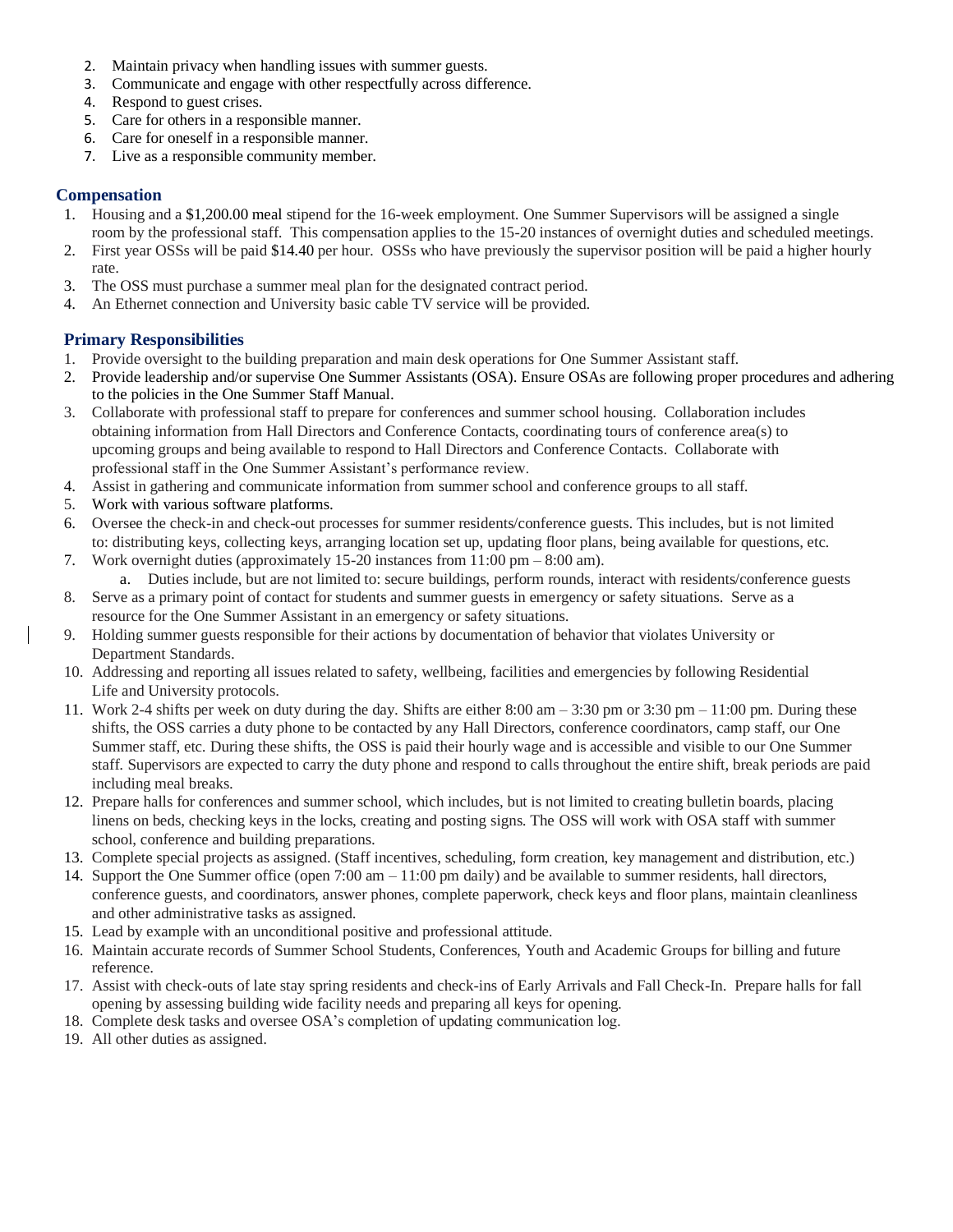2. Maintain privacy when handling issues with summer guests.
3. Communicate and engage with other respectfully across difference.
4. Respond to guest crises.
5. Care for others in a responsible manner.
6. Care for oneself in a responsible manner.
7. Live as a responsible community member.

### Compensation

1. Housing and a $1,200.00 meal stipend for the 16-week employment. One Summer Supervisors will be assigned a single room by the professional staff. This compensation applies to the 15-20 instances of overnight duties and scheduled meetings.
2. First year OSSs will be paid $14.40 per hour. OSSs who have previously the supervisor position will be paid a higher hourly rate.
3. The OSS must purchase a summer meal plan for the designated contract period.
4. An Ethernet connection and University basic cable TV service will be provided.

### Primary Responsibilities

1. Provide oversight to the building preparation and main desk operations for One Summer Assistant staff.
2. Provide leadership and/or supervise One Summer Assistants (OSA). Ensure OSAs are following proper procedures and adhering to the policies in the One Summer Staff Manual.
3. Collaborate with professional staff to prepare for conferences and summer school housing. Collaboration includes obtaining information from Hall Directors and Conference Contacts, coordinating tours of conference area(s) to upcoming groups and being available to respond to Hall Directors and Conference Contacts. Collaborate with professional staff in the One Summer Assistant's performance review.
4. Assist in gathering and communicate information from summer school and conference groups to all staff.
5. Work with various software platforms.
6. Oversee the check-in and check-out processes for summer residents/conference guests. This includes, but is not limited to: distributing keys, collecting keys, arranging location set up, updating floor plans, being available for questions, etc.
7. Work overnight duties (approximately 15-20 instances from 11:00 pm – 8:00 am).
    a. Duties include, but are not limited to: secure buildings, perform rounds, interact with residents/conference guests
8. Serve as a primary point of contact for students and summer guests in emergency or safety situations. Serve as a resource for the One Summer Assistant in an emergency or safety situations.
9. Holding summer guests responsible for their actions by documentation of behavior that violates University or Department Standards.
10. Addressing and reporting all issues related to safety, wellbeing, facilities and emergencies by following Residential Life and University protocols.
11. Work 2-4 shifts per week on duty during the day. Shifts are either 8:00 am – 3:30 pm or 3:30 pm – 11:00 pm. During these shifts, the OSS carries a duty phone to be contacted by any Hall Directors, conference coordinators, camp staff, our One Summer staff, etc. During these shifts, the OSS is paid their hourly wage and is accessible and visible to our One Summer staff. Supervisors are expected to carry the duty phone and respond to calls throughout the entire shift, break periods are paid including meal breaks.
12. Prepare halls for conferences and summer school, which includes, but is not limited to creating bulletin boards, placing linens on beds, checking keys in the locks, creating and posting signs. The OSS will work with OSA staff with summer school, conference and building preparations.
13. Complete special projects as assigned. (Staff incentives, scheduling, form creation, key management and distribution, etc.)
14. Support the One Summer office (open 7:00 am – 11:00 pm daily) and be available to summer residents, hall directors, conference guests, and coordinators, answer phones, complete paperwork, check keys and floor plans, maintain cleanliness and other administrative tasks as assigned.
15. Lead by example with an unconditional positive and professional attitude.
16. Maintain accurate records of Summer School Students, Conferences, Youth and Academic Groups for billing and future reference.
17. Assist with check-outs of late stay spring residents and check-ins of Early Arrivals and Fall Check-In. Prepare halls for fall opening by assessing building wide facility needs and preparing all keys for opening.
18. Complete desk tasks and oversee OSA's completion of updating communication log.
19. All other duties as assigned.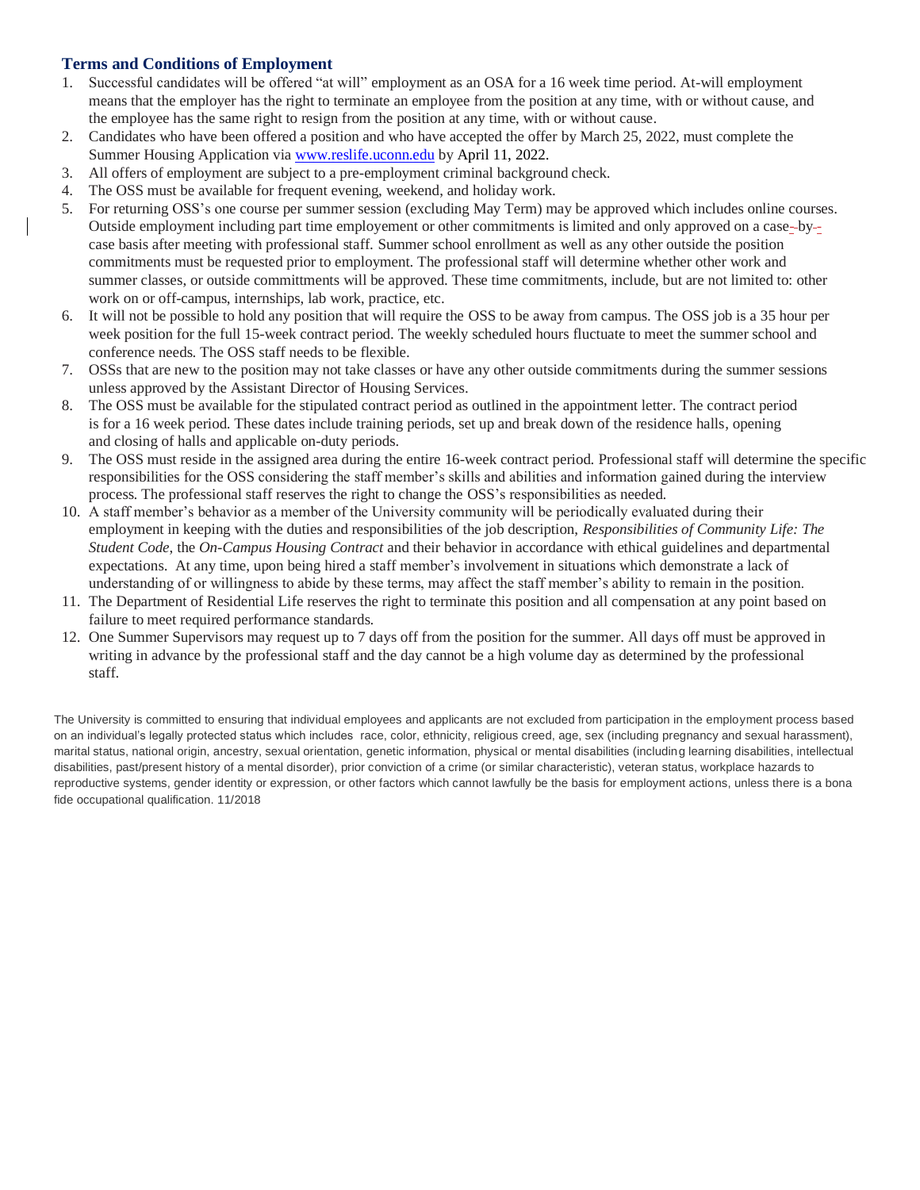## Terms and Conditions of Employment

1. Successful candidates will be offered "at will" employment as an OSA for a 16 week time period. At-will employment means that the employer has the right to terminate an employee from the position at any time, with or without cause, and the employee has the same right to resign from the position at any time, with or without cause.
2. Candidates who have been offered a position and who have accepted the offer by March 25, 2022, must complete the Summer Housing Application via [www.reslife.uconn.edu](http://www.reslife.uconn.edu) by April 11, 2022.
3. All offers of employment are subject to a pre-employment criminal background check.
4. The OSS must be available for frequent evening, weekend, and holiday work.
5. For returning OSS's one course per summer session (excluding May Term) may be approved which includes online courses. Outside employment including part time employement or other commitments is limited and only approved on a case-by-case basis after meeting with professional staff. Summer school enrollment as well as any other outside the position commitments must be requested prior to employment. The professional staff will determine whether other work and summer classes, or outside committments will be approved. These time commitments, include, but are not limited to: other work on or off-campus, internships, lab work, practice, etc.
6. It will not be possible to hold any position that will require the OSS to be away from campus. The OSS job is a 35 hour per week position for the full 15-week contract period. The weekly scheduled hours fluctuate to meet the summer school and conference needs. The OSS staff needs to be flexible.
7. OSSs that are new to the position may not take classes or have any other outside commitments during the summer sessions unless approved by the Assistant Director of Housing Services.
8. The OSS must be available for the stipulated contract period as outlined in the appointment letter. The contract period is for a 16 week period. These dates include training periods, set up and break down of the residence halls, opening and closing of halls and applicable on-duty periods.
9. The OSS must reside in the assigned area during the entire 16-week contract period. Professional staff will determine the specific responsibilities for the OSS considering the staff member's skills and abilities and information gained during the interview process. The professional staff reserves the right to change the OSS's responsibilities as needed.
10. A staff member's behavior as a member of the University community will be periodically evaluated during their employment in keeping with the duties and responsibilities of the job description, *Responsibilities of Community Life: The Student Code*, the *On-Campus Housing Contract* and their behavior in accordance with ethical guidelines and departmental expectations. At any time, upon being hired a staff member's involvement in situations which demonstrate a lack of understanding of or willingness to abide by these terms, may affect the staff member's ability to remain in the position.
11. The Department of Residential Life reserves the right to terminate this position and all compensation at any point based on failure to meet required performance standards.
12. One Summer Supervisors may request up to 7 days off from the position for the summer. All days off must be approved in writing in advance by the professional staff and the day cannot be a high volume day as determined by the professional staff.

The University is committed to ensuring that individual employees and applicants are not excluded from participation in the employment process based on an individual's legally protected status which includes race, color, ethnicity, religious creed, age, sex (including pregnancy and sexual harassment), marital status, national origin, ancestry, sexual orientation, genetic information, physical or mental disabilities (including learning disabilities, intellectual disabilities, past/present history of a mental disorder), prior conviction of a crime (or similar characteristic), veteran status, workplace hazards to reproductive systems, gender identity or expression, or other factors which cannot lawfully be the basis for employment actions, unless there is a bona fide occupational qualification. 11/2018